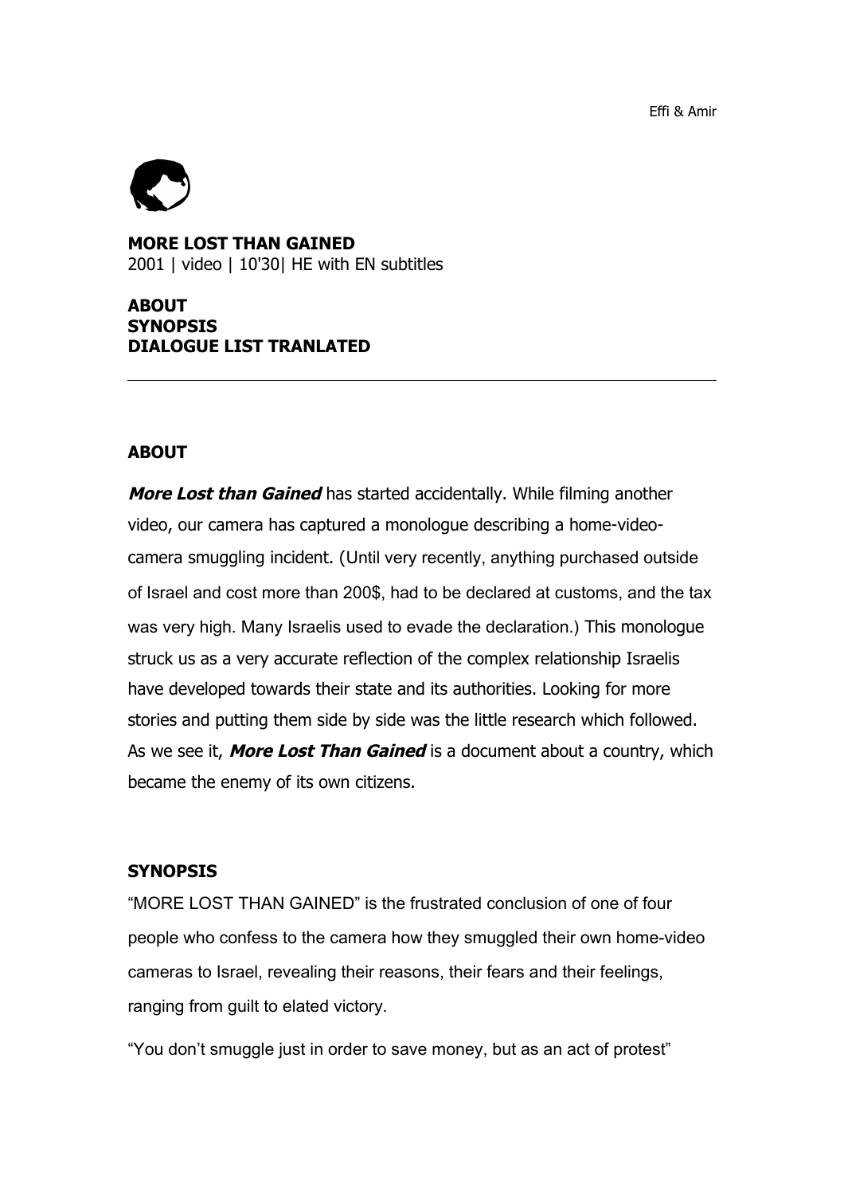**MORE LOST THAN GAINED**
2001 | video | 10'30| HE with EN subtitles

**ABOUT**
**SYNOPSIS**
**DIALOGUE LIST TRANLATED**

---

## ABOUT

***More Lost than Gained*** has started accidentally. While filming another video, our camera has captured a monologue describing a home-video-camera smuggling incident. (Until very recently, anything purchased outside of Israel and cost more than 200$, had to be declared at customs, and the tax was very high. Many Israelis used to evade the declaration.) This monologue struck us as a very accurate reflection of the complex relationship Israelis have developed towards their state and its authorities. Looking for more stories and putting them side by side was the little research which followed. As we see it, ***More Lost Than Gained*** is a document about a country, which became the enemy of its own citizens.

## SYNOPSIS

"MORE LOST THAN GAINED" is the frustrated conclusion of one of four people who confess to the camera how they smuggled their own home-video cameras to Israel, revealing their reasons, their fears and their feelings, ranging from guilt to elated victory.

"You don't smuggle just in order to save money, but as an act of protest"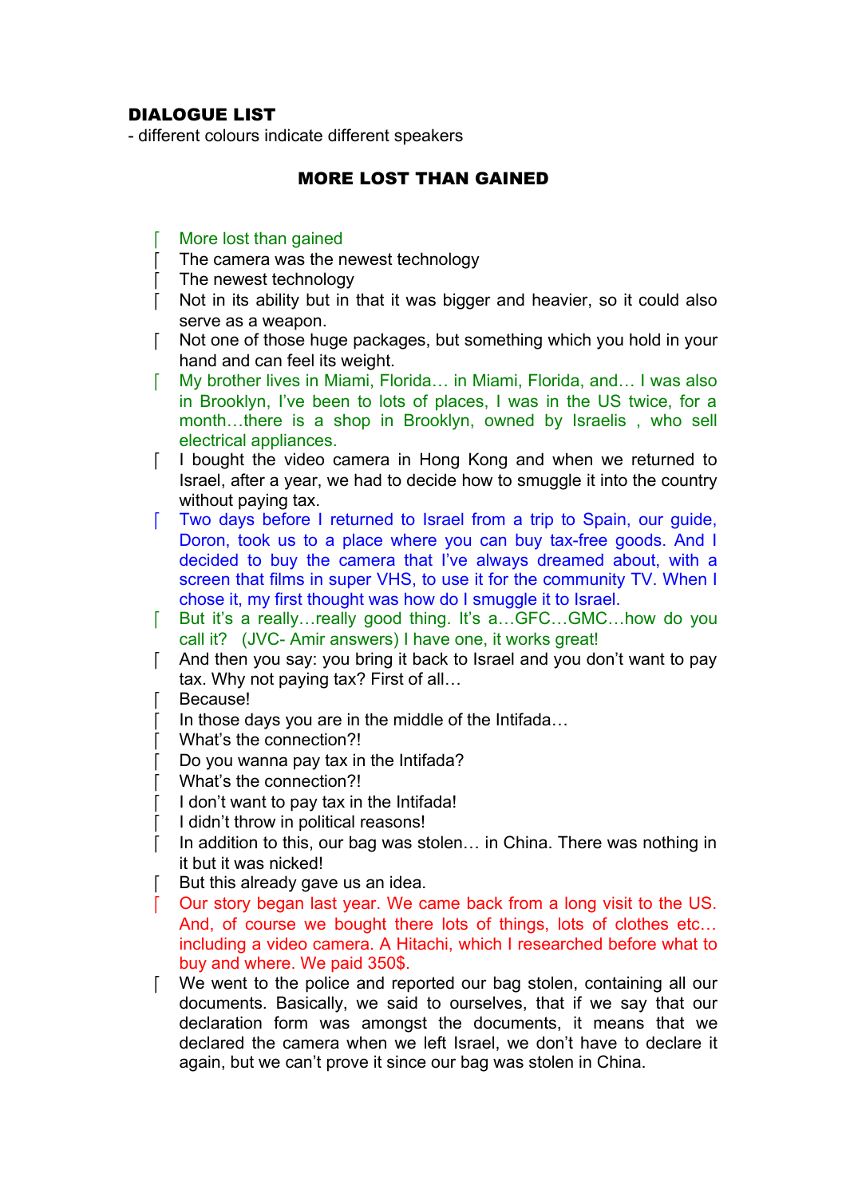**DIALOGUE LIST**

- different colours indicate different speakers

**MORE LOST THAN GAINED**

- More lost than gained
- The camera was the newest technology
- The newest technology
- Not in its ability but in that it was bigger and heavier, so it could also serve as a weapon.
- Not one of those huge packages, but something which you hold in your hand and can feel its weight.
- My brother lives in Miami, Florida… in Miami, Florida, and… I was also in Brooklyn, I've been to lots of places, I was in the US twice, for a month…there is a shop in Brooklyn, owned by Israelis , who sell electrical appliances.
- I bought the video camera in Hong Kong and when we returned to Israel, after a year, we had to decide how to smuggle it into the country without paying tax.
- Two days before I returned to Israel from a trip to Spain, our guide, Doron, took us to a place where you can buy tax-free goods. And I decided to buy the camera that I've always dreamed about, with a screen that films in super VHS, to use it for the community TV. When I chose it, my first thought was how do I smuggle it to Israel.
- But it's a really…really good thing. It's a…GFC…GMC…how do you call it? (JVC- Amir answers) I have one, it works great!
- And then you say: you bring it back to Israel and you don't want to pay tax. Why not paying tax? First of all…
- Because!
- In those days you are in the middle of the Intifada…
- What's the connection?!
- Do you wanna pay tax in the Intifada?
- What's the connection?!
- I don't want to pay tax in the Intifada!
- I didn't throw in political reasons!
- In addition to this, our bag was stolen… in China. There was nothing in it but it was nicked!
- But this already gave us an idea.
- Our story began last year. We came back from a long visit to the US. And, of course we bought there lots of things, lots of clothes etc… including a video camera. A Hitachi, which I researched before what to buy and where. We paid 350$.
- We went to the police and reported our bag stolen, containing all our documents. Basically, we said to ourselves, that if we say that our declaration form was amongst the documents, it means that we declared the camera when we left Israel, we don't have to declare it again, but we can't prove it since our bag was stolen in China.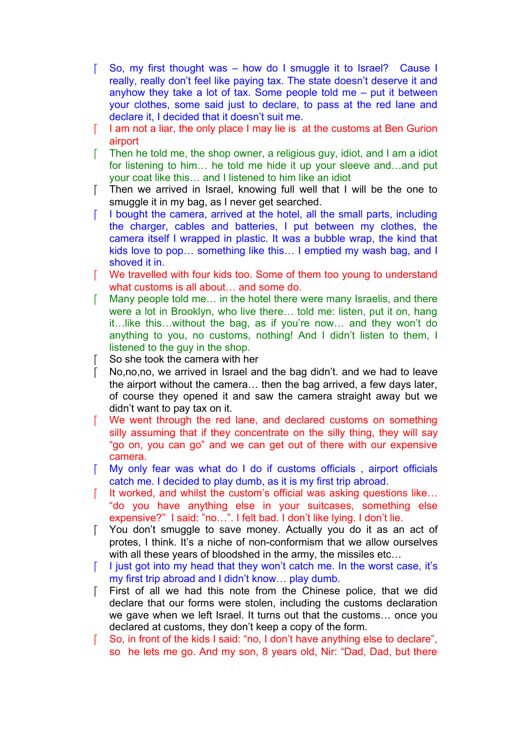- So, my first thought was – how do I smuggle it to Israel? Cause I really, really don't feel like paying tax. The state doesn't deserve it and anyhow they take a lot of tax. Some people told me – put it between your clothes, some said just to declare, to pass at the red lane and declare it, I decided that it doesn't suit me.
- I am not a liar, the only place I may lie is at the customs at Ben Gurion airport
- Then he told me, the shop owner, a religious guy, idiot, and I am a idiot for listening to him… he told me hide it up your sleeve and…and put your coat like this… and I listened to him like an idiot
- Then we arrived in Israel, knowing full well that I will be the one to smuggle it in my bag, as I never get searched.
- I bought the camera, arrived at the hotel, all the small parts, including the charger, cables and batteries, I put between my clothes, the camera itself I wrapped in plastic. It was a bubble wrap, the kind that kids love to pop… something like this… I emptied my wash bag, and I shoved it in.
- We travelled with four kids too. Some of them too young to understand what customs is all about… and some do.
- Many people told me… in the hotel there were many Israelis, and there were a lot in Brooklyn, who live there… told me: listen, put it on, hang it…like this…without the bag, as if you're now… and they won't do anything to you, no customs, nothing! And I didn't listen to them, I listened to the guy in the shop.
- So she took the camera with her
- No,no,no, we arrived in Israel and the bag didn't. and we had to leave the airport without the camera… then the bag arrived, a few days later, of course they opened it and saw the camera straight away but we didn't want to pay tax on it.
- We went through the red lane, and declared customs on something silly assuming that if they concentrate on the silly thing, they will say "go on, you can go" and we can get out of there with our expensive camera.
- My only fear was what do I do if customs officials , airport officials catch me. I decided to play dumb, as it is my first trip abroad.
- It worked, and whilst the custom's official was asking questions like… "do you have anything else in your suitcases, something else expensive?" I said: "no…". I felt bad. I don't like lying. I don't lie.
- You don't smuggle to save money. Actually you do it as an act of protes, I think. It's a niche of non-conformism that we allow ourselves with all these years of bloodshed in the army, the missiles etc…
- I just got into my head that they won't catch me. In the worst case, it's my first trip abroad and I didn't know… play dumb.
- First of all we had this note from the Chinese police, that we did declare that our forms were stolen, including the customs declaration we gave when we left Israel. It turns out that the customs… once you declared at customs, they don't keep a copy of the form.
- So, in front of the kids I said: "no, I don't have anything else to declare", so he lets me go. And my son, 8 years old, Nir: "Dad, Dad, but there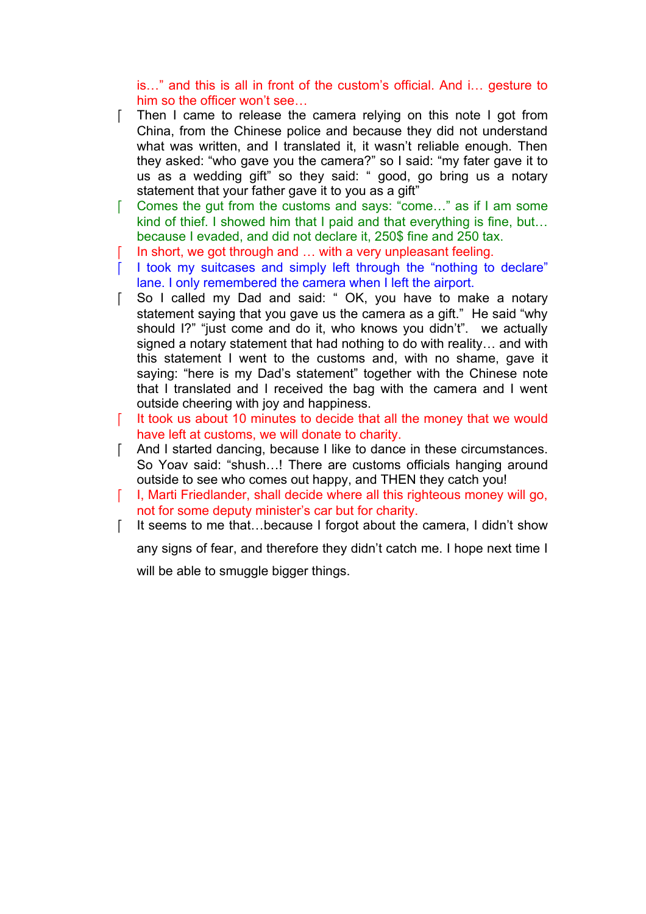is…" and this is all in front of the custom's official. And i… gesture to him so the officer won't see…

- Then I came to release the camera relying on this note I got from China, from the Chinese police and because they did not understand what was written, and I translated it, it wasn't reliable enough. Then they asked: "who gave you the camera?" so I said: "my fater gave it to us as a wedding gift" so they said: " good, go bring us a notary statement that your father gave it to you as a gift"
- Comes the gut from the customs and says: "come…" as if I am some kind of thief. I showed him that I paid and that everything is fine, but… because I evaded, and did not declare it, 250$ fine and 250 tax.
- In short, we got through and … with a very unpleasant feeling.
- I took my suitcases and simply left through the "nothing to declare" lane. I only remembered the camera when I left the airport.
- So I called my Dad and said: " OK, you have to make a notary statement saying that you gave us the camera as a gift." He said "why should I?" "just come and do it, who knows you didn't". we actually signed a notary statement that had nothing to do with reality… and with this statement I went to the customs and, with no shame, gave it saying: "here is my Dad's statement" together with the Chinese note that I translated and I received the bag with the camera and I went outside cheering with joy and happiness.
- It took us about 10 minutes to decide that all the money that we would have left at customs, we will donate to charity.
- And I started dancing, because I like to dance in these circumstances. So Yoav said: "shush…! There are customs officials hanging around outside to see who comes out happy, and THEN they catch you!
- I, Marti Friedlander, shall decide where all this righteous money will go, not for some deputy minister's car but for charity.
- It seems to me that…because I forgot about the camera, I didn't show any signs of fear, and therefore they didn't catch me. I hope next time I will be able to smuggle bigger things.